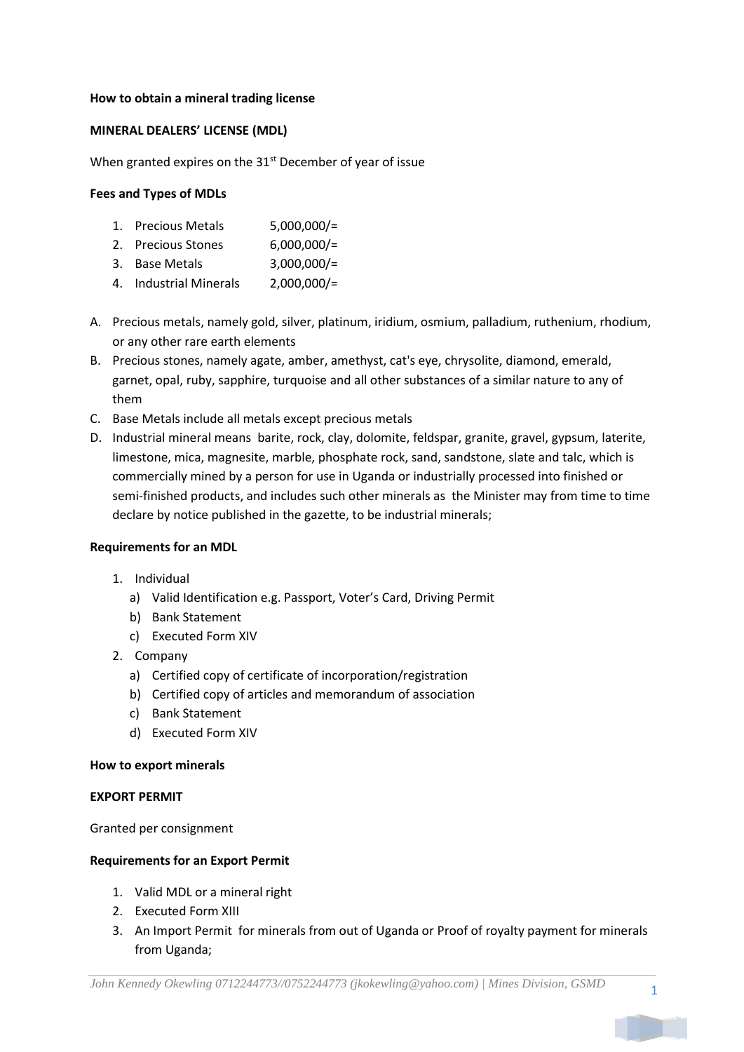**How to obtain a mineral trading license**

**MINERAL DEALERS' LICENSE (MDL)**

When granted expires on the 31st December of year of issue

**Fees and Types of MDLs**

1. Precious Metals 5,000,000/=
2. Precious Stones 6,000,000/=
3. Base Metals 3,000,000/=
4. Industrial Minerals 2,000,000/=

A. Precious metals, namely gold, silver, platinum, iridium, osmium, palladium, ruthenium, rhodium, or any other rare earth elements
B. Precious stones, namely agate, amber, amethyst, cat's eye, chrysolite, diamond, emerald, garnet, opal, ruby, sapphire, turquoise and all other substances of a similar nature to any of them
C. Base Metals include all metals except precious metals
D. Industrial mineral means barite, rock, clay, dolomite, feldspar, granite, gravel, gypsum, laterite, limestone, mica, magnesite, marble, phosphate rock, sand, sandstone, slate and talc, which is commercially mined by a person for use in Uganda or industrially processed into finished or semi-finished products, and includes such other minerals as the Minister may from time to time declare by notice published in the gazette, to be industrial minerals;

**Requirements for an MDL**

1. Individual
   a) Valid Identification e.g. Passport, Voter's Card, Driving Permit
   b) Bank Statement
   c) Executed Form XIV
2. Company
   a) Certified copy of certificate of incorporation/registration
   b) Certified copy of articles and memorandum of association
   c) Bank Statement
   d) Executed Form XIV

**How to export minerals**

**EXPORT PERMIT**

Granted per consignment

**Requirements for an Export Permit**

1. Valid MDL or a mineral right
2. Executed Form XIII
3. An Import Permit for minerals from out of Uganda or Proof of royalty payment for minerals from Uganda;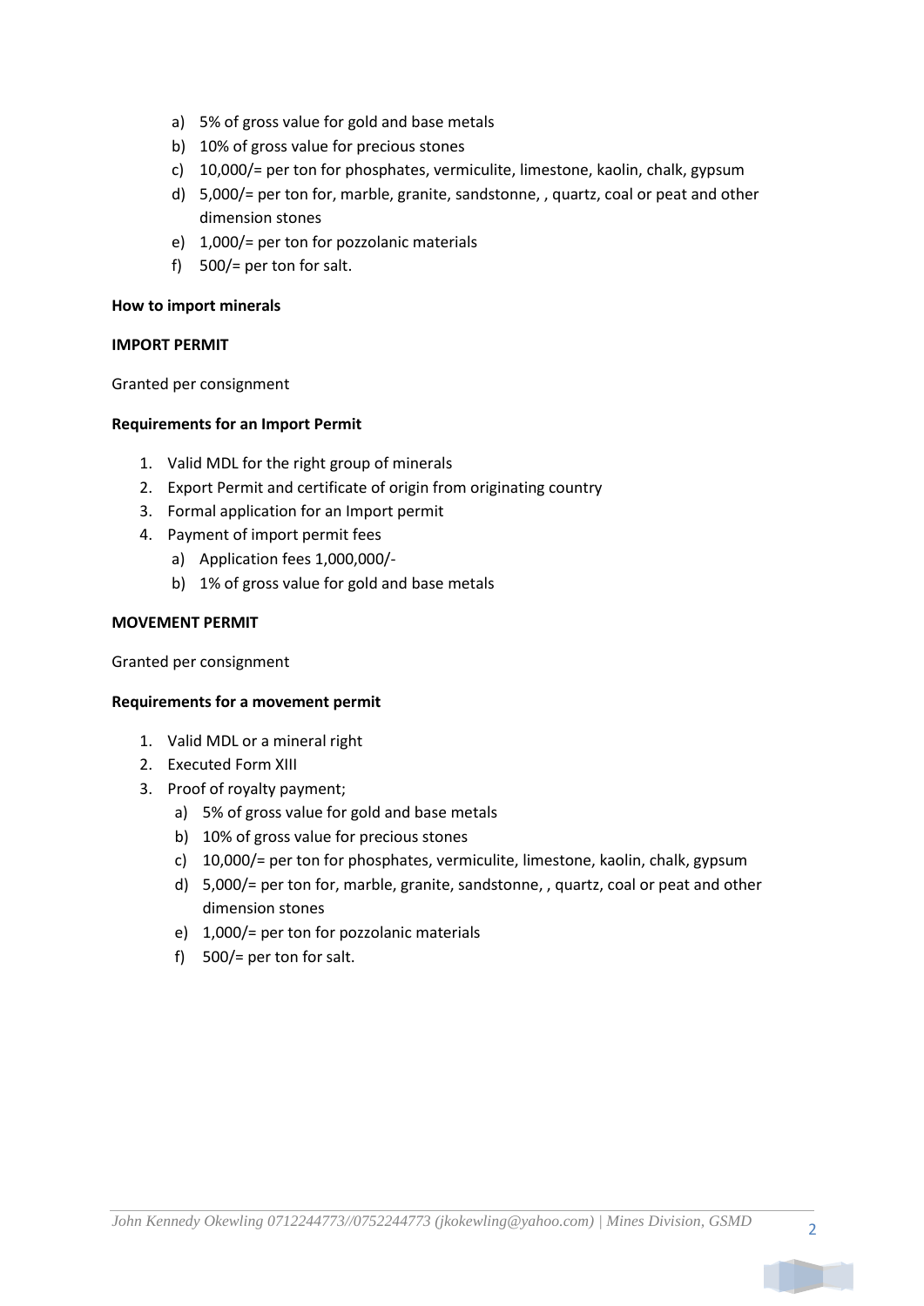a) 5% of gross value for gold and base metals
b) 10% of gross value for precious stones
c) 10,000/= per ton for phosphates, vermiculite, limestone, kaolin, chalk, gypsum
d) 5,000/= per ton for, marble, granite, sandstonne, , quartz, coal or peat and other dimension stones
e) 1,000/= per ton for pozzolanic materials
f) 500/= per ton for salt.

**How to import minerals**

**IMPORT PERMIT**

Granted per consignment

**Requirements for an Import Permit**

1. Valid MDL for the right group of minerals
2. Export Permit and certificate of origin from originating country
3. Formal application for an Import permit
4. Payment of import permit fees
   a) Application fees 1,000,000/-
   b) 1% of gross value for gold and base metals

**MOVEMENT PERMIT**

Granted per consignment

**Requirements for a movement permit**

1. Valid MDL or a mineral right
2. Executed Form XIII
3. Proof of royalty payment;
   a) 5% of gross value for gold and base metals
   b) 10% of gross value for precious stones
   c) 10,000/= per ton for phosphates, vermiculite, limestone, kaolin, chalk, gypsum
   d) 5,000/= per ton for, marble, granite, sandstonne, , quartz, coal or peat and other dimension stones
   e) 1,000/= per ton for pozzolanic materials
   f) 500/= per ton for salt.